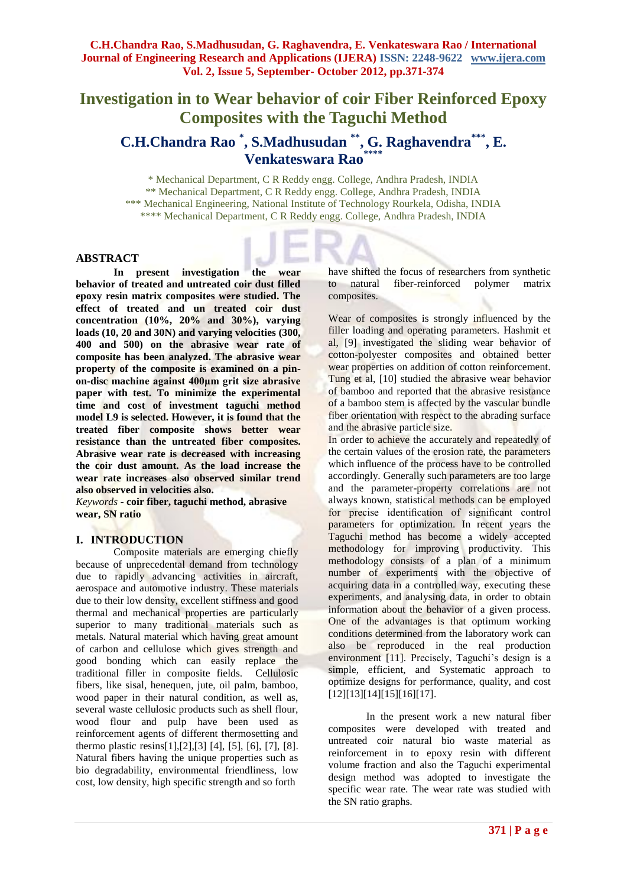# Investigation in to Wear behavior of coir Fiber Reinforced Epoxy Composites with the Taguchi Method

## C.H.Chandra Rao [*], S.Madhusudan [**], G. Raghavendra [***], E. Venkateswara Rao [****]

[*] Mechanical Department, C R Reddy engg. College, Andhra Pradesh, INDIA
[**] Mechanical Department, C R Reddy engg. College, Andhra Pradesh, INDIA
[***] Mechanical Engineering, National Institute of Technology Rourkela, Odisha, INDIA
[****] Mechanical Department, C R Reddy engg. College, Andhra Pradesh, INDIA

## ABSTRACT

**In present investigation the wear behavior of treated and untreated coir dust filled epoxy resin matrix composites were studied. The effect of treated and un treated coir dust concentration (10%, 20% and 30%), varying loads (10, 20 and 30N) and varying velocities (300, 400 and 500) on the abrasive wear rate of composite has been analyzed. The abrasive wear property of the composite is examined on a pin-on-disc machine against 400µm grit size abrasive paper with test. To minimize the experimental time and cost of investment taguchi method model L9 is selected. However, it is found that the treated fiber composite shows better wear resistance than the untreated fiber composites. Abrasive wear rate is decreased with increasing the coir dust amount. As the load increase the wear rate increases also observed similar trend also observed in velocities also.**

*Keywords* **- coir fiber, taguchi method, abrasive wear, SN ratio**

## I. INTRODUCTION

Composite materials are emerging chiefly because of unprecedental demand from technology due to rapidly advancing activities in aircraft, aerospace and automotive industry. These materials due to their low density, excellent stiffness and good thermal and mechanical properties are particularly superior to many traditional materials such as metals. Natural material which having great amount of carbon and cellulose which gives strength and good bonding which can easily replace the traditional filler in composite fields. Cellulosic fibers, like sisal, henequen, jute, oil palm, bamboo, wood paper in their natural condition, as well as, several waste cellulosic products such as shell flour, wood flour and pulp have been used as reinforcement agents of different thermosetting and thermo plastic resins[1],[2],[3] [4], [5], [6], [7], [8]. Natural fibers having the unique properties such as bio degradability, environmental friendliness, low cost, low density, high specific strength and so forth have shifted the focus of researchers from synthetic to natural fiber-reinforced polymer matrix composites.

Wear of composites is strongly influenced by the filler loading and operating parameters. Hashmit et al, [9] investigated the sliding wear behavior of cotton-polyester composites and obtained better wear properties on addition of cotton reinforcement. Tung et al, [10] studied the abrasive wear behavior of bamboo and reported that the abrasive resistance of a bamboo stem is affected by the vascular bundle fiber orientation with respect to the abrading surface and the abrasive particle size.

In order to achieve the accurately and repeatedly of the certain values of the erosion rate, the parameters which influence of the process have to be controlled accordingly. Generally such parameters are too large and the parameter-property correlations are not always known, statistical methods can be employed for precise identification of significant control parameters for optimization. In recent years the Taguchi method has become a widely accepted methodology for improving productivity. This methodology consists of a plan of a minimum number of experiments with the objective of acquiring data in a controlled way, executing these experiments, and analysing data, in order to obtain information about the behavior of a given process. One of the advantages is that optimum working conditions determined from the laboratory work can also be reproduced in the real production environment [11]. Precisely, Taguchi's design is a simple, efficient, and Systematic approach to optimize designs for performance, quality, and cost [12][13][14][15][16][17].

In the present work a new natural fiber composites were developed with treated and untreated coir natural bio waste material as reinforcement in to epoxy resin with different volume fraction and also the Taguchi experimental design method was adopted to investigate the specific wear rate. The wear rate was studied with the SN ratio graphs.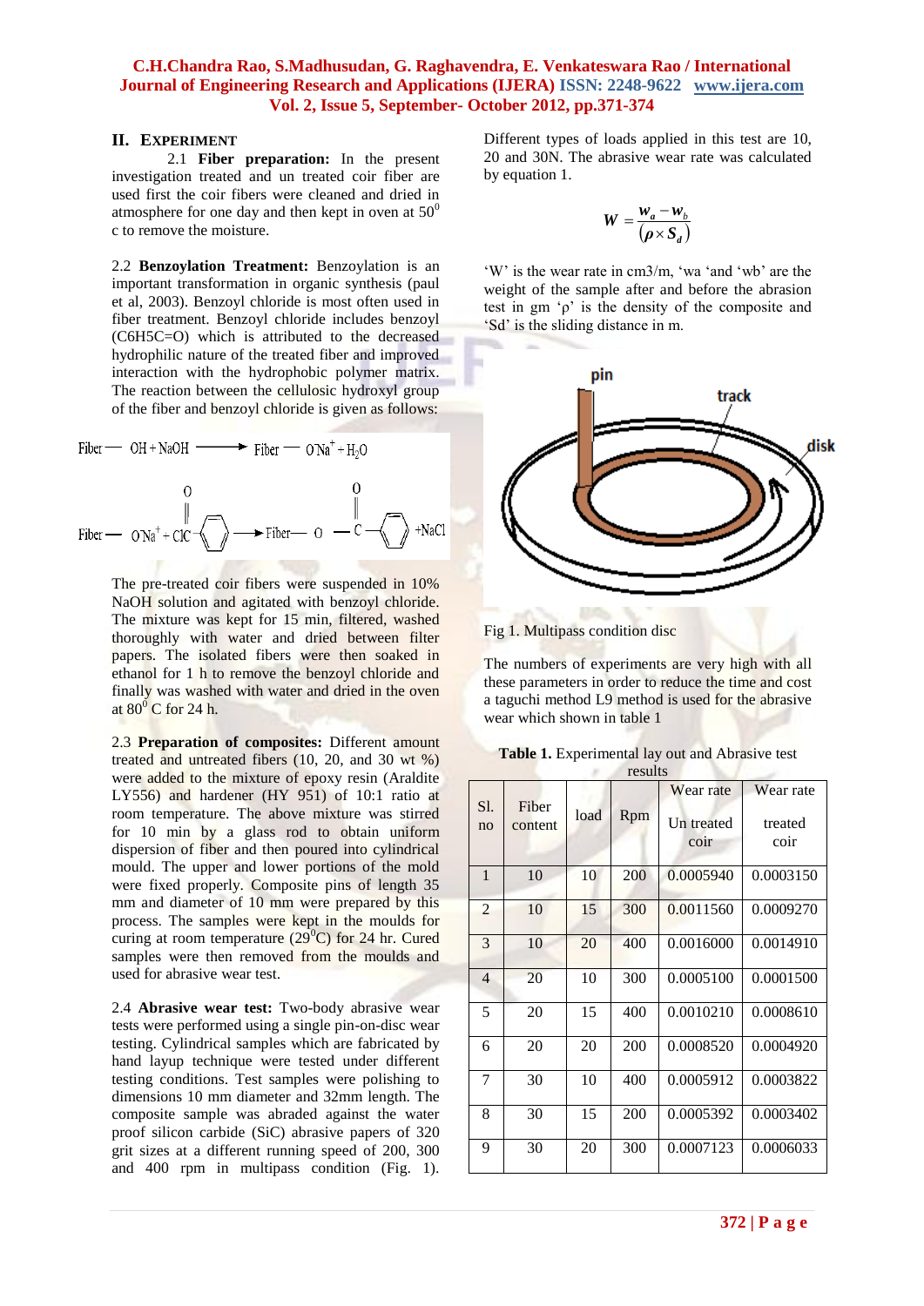## II. EXPERIMENT

2.1 **Fiber preparation:** In the present investigation treated and un treated coir fiber are used first the coir fibers were cleaned and dried in atmosphere for one day and then kept in oven at $50^0$ c to remove the moisture.

2.2 **Benzoylation Treatment:** Benzoylation is an important transformation in organic synthesis (paul et al, 2003). Benzoyl chloride is most often used in fiber treatment. Benzoyl chloride includes benzoyl (C6H5C=O) which is attributed to the decreased hydrophilic nature of the treated fiber and improved interaction with the hydrophobic polymer matrix. The reaction between the cellulosic hydroxyl group of the fiber and benzoyl chloride is given as follows:

$$\text{Fiber} - \text{OH} + \text{NaOH} \longrightarrow \text{Fiber} - \text{O}^-\text{Na}^+ + \text{H}_2\text{O}$$

$$\text{Fiber} - \text{O}^-\text{Na}^+ + \text{ClC(=O)}-C_6H_5 \longrightarrow \text{Fiber} - \text{O} - \text{C(=O)} - C_6H_5 + \text{NaCl}$$

The pre-treated coir fibers were suspended in 10% NaOH solution and agitated with benzoyl chloride. The mixture was kept for 15 min, filtered, washed thoroughly with water and dried between filter papers. The isolated fibers were then soaked in ethanol for 1 h to remove the benzoyl chloride and finally was washed with water and dried in the oven at $80^0$ C for 24 h.

2.3 **Preparation of composites:** Different amount treated and untreated fibers (10, 20, and 30 wt %) were added to the mixture of epoxy resin (Araldite LY556) and hardener (HY 951) of 10:1 ratio at room temperature. The above mixture was stirred for 10 min by a glass rod to obtain uniform dispersion of fiber and then poured into cylindrical mould. The upper and lower portions of the mold were fixed properly. Composite pins of length 35 mm and diameter of 10 mm were prepared by this process. The samples were kept in the moulds for curing at room temperature ($29^0$C) for 24 hr. Cured samples were then removed from the moulds and used for abrasive wear test.

2.4 **Abrasive wear test:** Two-body abrasive wear tests were performed using a single pin-on-disc wear testing. Cylindrical samples which are fabricated by hand layup technique were tested under different testing conditions. Test samples were polishing to dimensions 10 mm diameter and 32mm length. The composite sample was abraded against the water proof silicon carbide (SiC) abrasive papers of 320 grit sizes at a different running speed of 200, 300 and 400 rpm in multipass condition (Fig. 1). Different types of loads applied in this test are 10, 20 and 30N. The abrasive wear rate was calculated by equation 1.

$$W = \frac{w_a - w_b}{(\rho \times S_d)}$$

'W' is the wear rate in cm3/m, 'wa 'and 'wb' are the weight of the sample after and before the abrasion test in gm 'ρ' is the density of the composite and 'Sd' is the sliding distance in m.

Fig 1. Multipass condition disc

The numbers of experiments are very high with all these parameters in order to reduce the time and cost a taguchi method L9 method is used for the abrasive wear which shown in table 1

**Table 1.** Experimental lay out and Abrasive test results

| Sl. no | Fiber content | load | Rpm | Wear rate Un treated coir | Wear rate treated coir |
|---|---|---|---|---|---|
| 1 | 10 | 10 | 200 | 0.0005940 | 0.0003150 |
| 2 | 10 | 15 | 300 | 0.0011560 | 0.0009270 |
| 3 | 10 | 20 | 400 | 0.0016000 | 0.0014910 |
| 4 | 20 | 10 | 300 | 0.0005100 | 0.0001500 |
| 5 | 20 | 15 | 400 | 0.0010210 | 0.0008610 |
| 6 | 20 | 20 | 200 | 0.0008520 | 0.0004920 |
| 7 | 30 | 10 | 400 | 0.0005912 | 0.0003822 |
| 8 | 30 | 15 | 200 | 0.0005392 | 0.0003402 |
| 9 | 30 | 20 | 300 | 0.0007123 | 0.0006033 |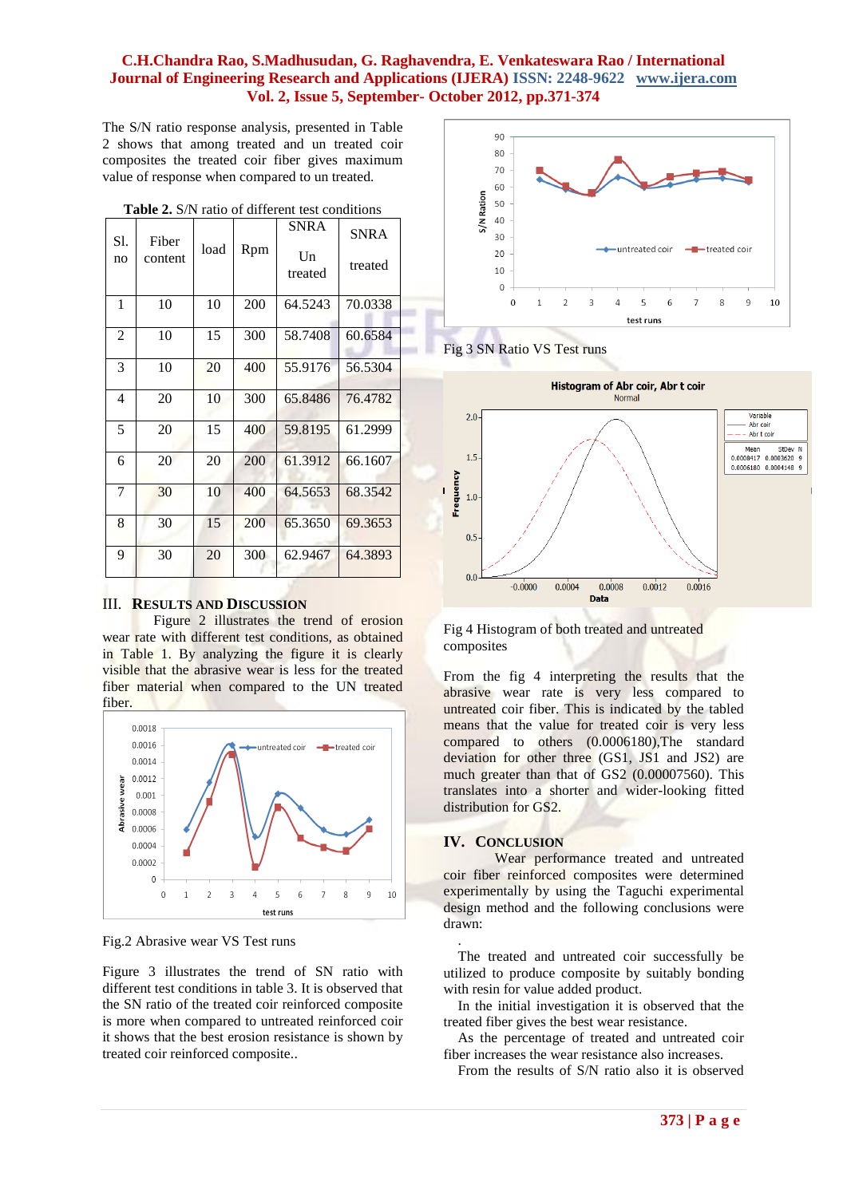The S/N ratio response analysis, presented in Table 2 shows that among treated and un treated coir composites the treated coir fiber gives maximum value of response when compared to un treated.

**Table 2.** S/N ratio of different test conditions

| Sl. no | Fiber content | load | Rpm | SNRA Un treated | SNRA treated |
|---|---|---|---|---|---|
| 1 | 10 | 10 | 200 | 64.5243 | 70.0338 |
| 2 | 10 | 15 | 300 | 58.7408 | 60.6584 |
| 3 | 10 | 20 | 400 | 55.9176 | 56.5304 |
| 4 | 20 | 10 | 300 | 65.8486 | 76.4782 |
| 5 | 20 | 15 | 400 | 59.8195 | 61.2999 |
| 6 | 20 | 20 | 200 | 61.3912 | 66.1607 |
| 7 | 30 | 10 | 400 | 64.5653 | 68.3542 |
| 8 | 30 | 15 | 200 | 65.3650 | 69.3653 |
| 9 | 30 | 20 | 300 | 62.9467 | 64.3893 |

## III. Results and Discussion

Figure 2 illustrates the trend of erosion wear rate with different test conditions, as obtained in Table 1. By analyzing the figure it is clearly visible that the abrasive wear is less for the treated fiber material when compared to the UN treated fiber.

Fig.2 Abrasive wear VS Test runs

Figure 3 illustrates the trend of SN ratio with different test conditions in table 3. It is observed that the SN ratio of the treated coir reinforced composite is more when compared to untreated reinforced coir it shows that the best erosion resistance is shown by treated coir reinforced composite..

Fig 3 SN Ratio VS Test runs

Fig 4 Histogram of both treated and untreated composites

From the fig 4 interpreting the results that the abrasive wear rate is very less compared to untreated coir fiber. This is indicated by the tabled means that the value for treated coir is very less compared to others (0.0006180),The standard deviation for other three (GS1, JS1 and JS2) are much greater than that of GS2 (0.00007560). This translates into a shorter and wider-looking fitted distribution for GS2.

## IV. Conclusion

Wear performance treated and untreated coir fiber reinforced composites were determined experimentally by using the Taguchi experimental design method and the following conclusions were drawn:

.

The treated and untreated coir successfully be utilized to produce composite by suitably bonding with resin for value added product.

In the initial investigation it is observed that the treated fiber gives the best wear resistance.

As the percentage of treated and untreated coir fiber increases the wear resistance also increases.

From the results of S/N ratio also it is observed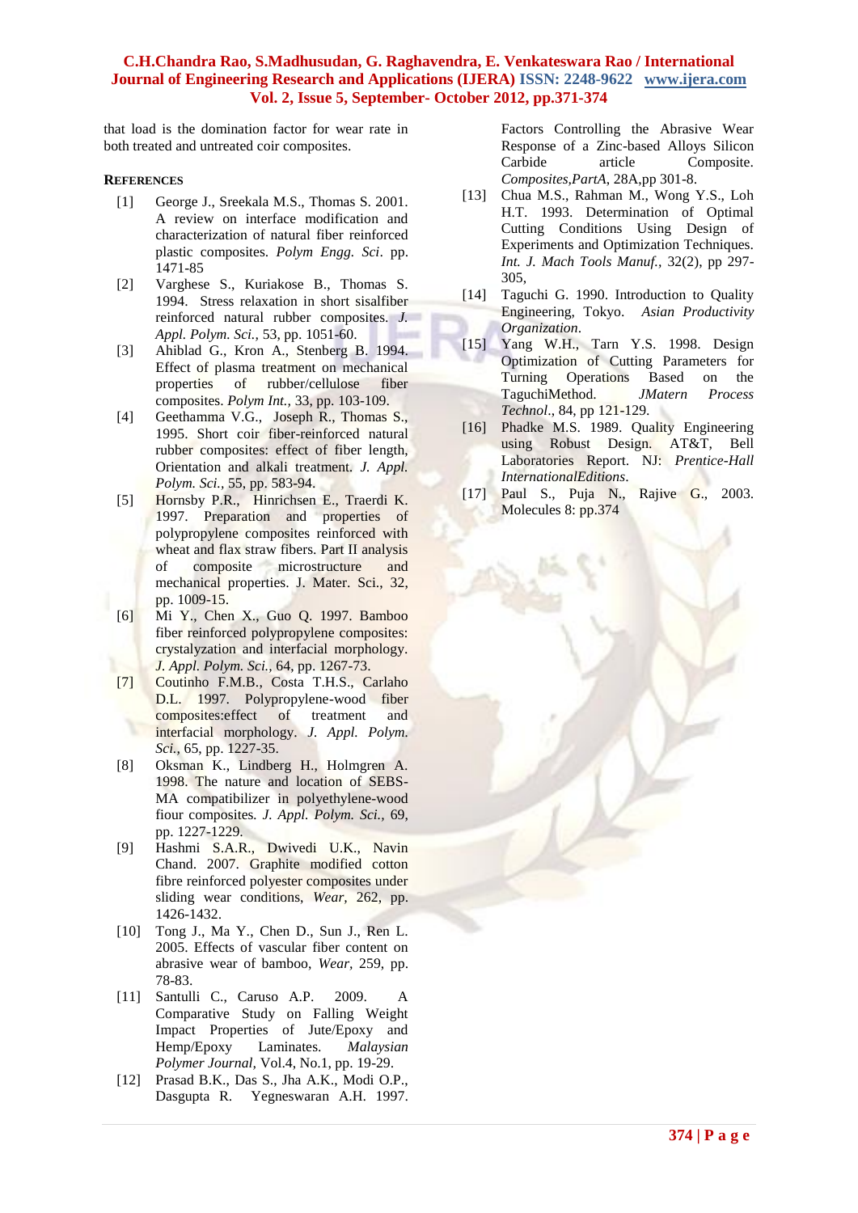that load is the domination factor for wear rate in both treated and untreated coir composites.

## REFERENCES

[1] George J., Sreekala M.S., Thomas S. 2001. A review on interface modification and characterization of natural fiber reinforced plastic composites. *Polym Engg. Sci*. pp. 1471-85

[2] Varghese S., Kuriakose B., Thomas S. 1994. Stress relaxation in short sisalfiber reinforced natural rubber composites. *J. Appl. Polym. Sci.*, 53, pp. 1051-60.

[3] Ahiblad G., Kron A., Stenberg B. 1994. Effect of plasma treatment on mechanical properties of rubber/cellulose fiber composites. *Polym Int.*, 33, pp. 103-109.

[4] Geethamma V.G., Joseph R., Thomas S., 1995. Short coir fiber-reinforced natural rubber composites: effect of fiber length, Orientation and alkali treatment. *J. Appl. Polym. Sci.*, 55, pp. 583-94.

[5] Hornsby P.R., Hinrichsen E., Traerdi K. 1997. Preparation and properties of polypropylene composites reinforced with wheat and flax straw fibers. Part II analysis of composite microstructure and mechanical properties. J. Mater. Sci., 32, pp. 1009-15.

[6] Mi Y., Chen X., Guo Q. 1997. Bamboo fiber reinforced polypropylene composites: crystalyzation and interfacial morphology. *J. Appl. Polym. Sci.*, 64, pp. 1267-73.

[7] Coutinho F.M.B., Costa T.H.S., Carlaho D.L. 1997. Polypropylene-wood fiber composites:effect of treatment and interfacial morphology. *J. Appl. Polym. Sci.*, 65, pp. 1227-35.

[8] Oksman K., Lindberg H., Holmgren A. 1998. The nature and location of SEBS-MA compatibilizer in polyethylene-wood fiour composites. *J. Appl. Polym. Sci.*, 69, pp. 1227-1229.

[9] Hashmi S.A.R., Dwivedi U.K., Navin Chand. 2007. Graphite modified cotton fibre reinforced polyester composites under sliding wear conditions, *Wear*, 262, pp. 1426-1432.

[10] Tong J., Ma Y., Chen D., Sun J., Ren L. 2005. Effects of vascular fiber content on abrasive wear of bamboo, *Wear*, 259, pp. 78-83.

[11] Santulli C., Caruso A.P. 2009. A Comparative Study on Falling Weight Impact Properties of Jute/Epoxy and Hemp/Epoxy Laminates. *Malaysian Polymer Journal*, Vol.4, No.1, pp. 19-29.

[12] Prasad B.K., Das S., Jha A.K., Modi O.P., Dasgupta R. Yegneswaran A.H. 1997. Factors Controlling the Abrasive Wear Response of a Zinc-based Alloys Silicon Carbide article Composite. *Composites,PartA*, 28A,pp 301-8.

[13] Chua M.S., Rahman M., Wong Y.S., Loh H.T. 1993. Determination of Optimal Cutting Conditions Using Design of Experiments and Optimization Techniques. *Int. J. Mach Tools Manuf.*, 32(2), pp 297-305,

[14] Taguchi G. 1990. Introduction to Quality Engineering, Tokyo. *Asian Productivity Organization*.

[15] Yang W.H., Tarn Y.S. 1998. Design Optimization of Cutting Parameters for Turning Operations Based on the TaguchiMethod. *JMatern Process Technol*., 84, pp 121-129.

[16] Phadke M.S. 1989. Quality Engineering using Robust Design. AT&T, Bell Laboratories Report. NJ: *Prentice-Hall InternationalEditions*.

[17] Paul S., Puja N., Rajive G., 2003. Molecules 8: pp.374